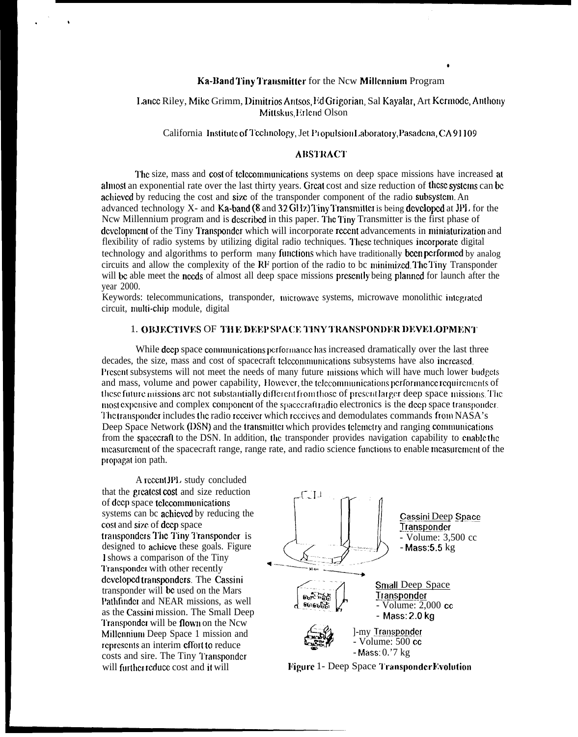# Ka-Band Tiny Transmitter for the New Millennium Program

Lance Riley, Mike Grimm, Dimitrios Antsos, Ed Grigorian, Sal Kayalar, Art Kermode, Anthony Mittskus, Erlend Olson

California Institute of Technology, Jet Propulsion Laboratory, Pasadena, CA 91109

## ABSTRACT

The size, mass and cost of telecommunications systems on deep space missions have increased at almost an exponential rate over the last thirty years. Great cost and size reduction of these systems can be achieved by reducing the cost and size of the transponder component of the radio subsystem. An advanced technology X- and Ka-band (8 and 32 GHz) Tiny Transmitter is being developed at JPL for the New Millennium program and is described in this paper. The Tiny Transmitter is the first phase of development of the Tiny Transponder which will incorporate recent advancements in miniaturization and flexibility of radio systems by utilizing digital radio techniques. These techniques incorporate digital technology and algorithms to perform many functions which have traditionally been performed by analog circuits and allow the complexity of the RF portion of the radio to be minimized. The Tiny Transponder will be able meet the needs of almost all deep space missions presently being planned for launch after the year 2000.

Keywords: telecommunications, transponder, microwave systems, microwave monolithic integrated circuit, multi-chip module, digital

## 1. OBJECTIVES OF THE DEEP SPACE TINY TRANSPONDER DEVELOPMENT

While deep space communications performance has increased dramatically over the last three decades, the size, mass and cost of spacecraft telecommunications subsystems have also increased. Present subsystems will not meet the needs of many future missions which will have much lower budgets and mass, volume and power capability. However, the telecommunications performance requirements of these future missions are not substantially different from those of present larger deep space missions. The most expensive and complex component of the spacecraft radio electronics is the deep space transponder. The transponder includes the radio receiver which receives and demodulates commands from NASA's Deep Space Network (DSN) and the transmitter which provides telemetry and ranging communications from the spacecraft to the DSN. In addition, the transponder provides navigation capability to enable the measurement of the spacecraft range, range rate, and radio science functions to enable measurement of the propagation path.

A recent JPL study concluded that the greatest cost and size reduction of deep space telecommunications systems can be achieved by reducing the cost and size of deep space transponders The Tiny Transponder is designed to achieve these goals. Figure 1 shows a comparison of the Tiny Transponder with other recently developed transponders. The Cassini transponder will be used on the Mars Pathfinder and NEAR missions, as well as the Cassini mission. The Small Deep Transponder will be flown on the New Millennium Deep Space 1 mission and represents an interim effort to reduce costs and size. The Tiny Transponder will further reduce cost and it will

Cassini Deep Space Transponder
- Volume: 3,500 cc
- Mass: 5.5 kg

Small Deep Space Transponder
- Volume: 2,000 cc
- Mass: 2.0 kg

Tiny Transponder
- Volume: 500 cc
- Mass: 0.7 kg

Figure 1- Deep Space Transponder Evolution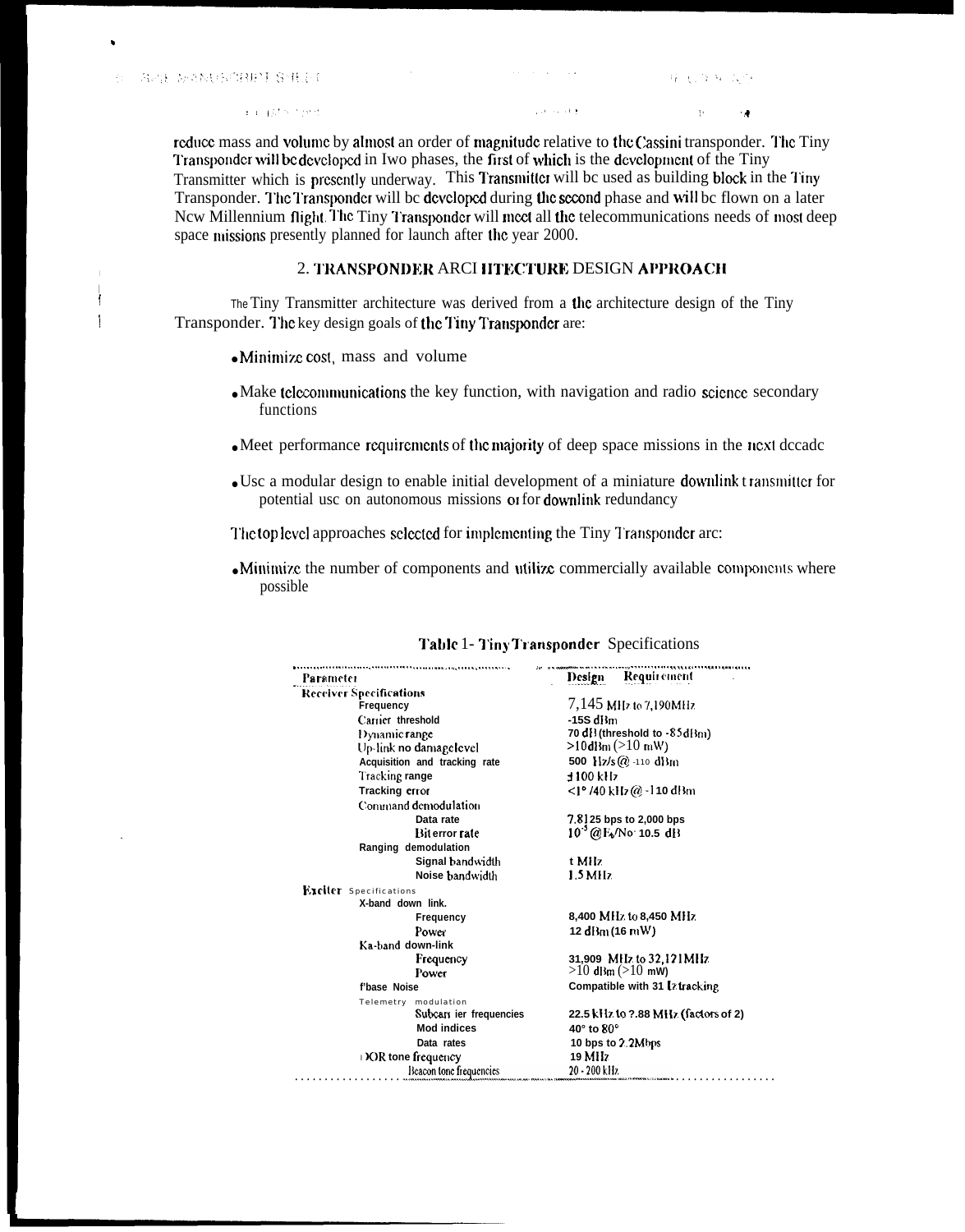reduce mass and volume by almost an order of magnitude relative to the Cassini transponder. The Tiny Transponder will be developed in two phases, the first of which is the development of the Tiny Transmitter which is presently underway. This Transmitter will be used as building block in the Tiny Transponder. The Transponder will be developed during the second phase and will be flown on a later New Millennium flight. The Tiny Transponder will meet all the telecommunications needs of most deep space missions presently planned for launch after the year 2000.

## 2. TRANSPONDER ARCHITECTURE DESIGN APPROACH

The Tiny Transmitter architecture was derived from a the architecture design of the Tiny Transponder. The key design goals of the Tiny Transponder are:

- Minimize cost, mass and volume
- Make telecommunications the key function, with navigation and radio science secondary functions
- Meet performance requirements of the majority of deep space missions in the next decade
- Use a modular design to enable initial development of a miniature downlink transmitter for potential use on autonomous missions or for downlink redundancy

The top level approaches selected for implementing the Tiny Transponder arc:

- Minimize the number of components and utilize commercially available components where possible

**Table 1 - Tiny Transponder Specifications**

| Parameter | Design Requirement |
|---|---|
| **Receiver Specifications** | |
| Frequency | 7,145 MHz to 7,190 MHz |
| Carrier threshold | -155 dBm |
| Dynamic range | 70 dB (threshold to -85 dBm) |
| Up-link no damage level | >10 dBm (>10 mW) |
| Acquisition and tracking rate | 500 Hz/s @ -110 dBm |
| Tracking range | ±100 kHz |
| Tracking error | <1° /40 kHz @ -110 dBm |
| Command demodulation | |
| Data rate | 7.8125 bps to 2,000 bps |
| Bit error rate | $10^{-5}$ @ $E_b/N_0$ 10.5 dB |
| Ranging demodulation | |
| Signal bandwidth | 1 MHz |
| Noise bandwidth | 1.5 MHz |
| **Exciter Specifications** | |
| X-band down link. | |
| Frequency | 8,400 MHz to 8,450 MHz |
| Power | 12 dBm (16 mW) |
| Ka-band down-link | |
| Frequency | 31,909 MHz to 32,121 MHz |
| Power | >10 dBm (>10 mW) |
| Phase Noise | Compatible with 3 Hz tracking |
| Telemetry modulation | |
| Subcarrier frequencies | 22.5 kHz to 2.88 MHz (factors of 2) |
| Mod indices | 40° to 80° |
| Data rates | 10 bps to 2.2 Mbps |
| DOR tone frequency | 19 MHz |
| Beacon tone frequencies | 20 - 200 kHz |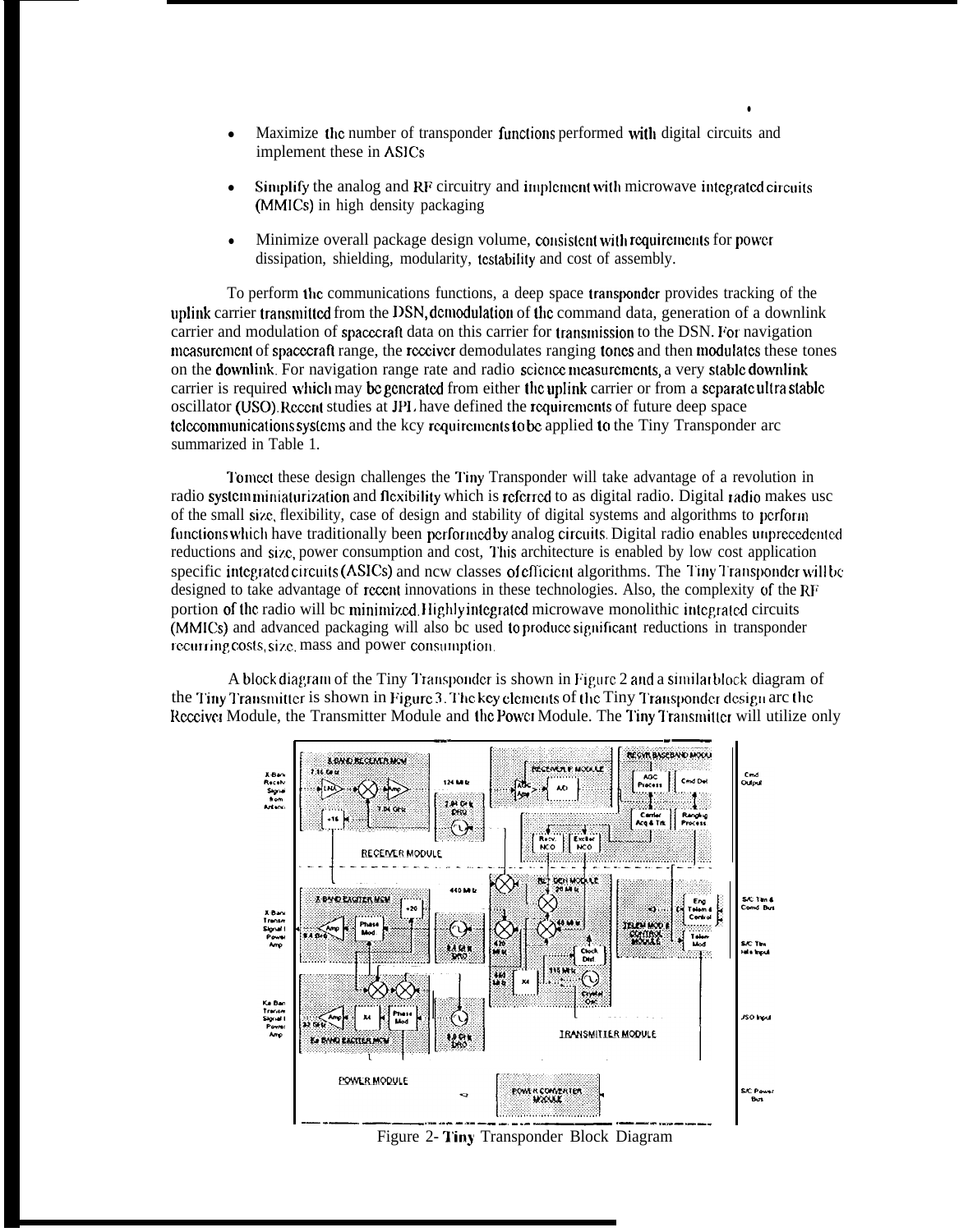- Maximize the number of transponder functions performed with digital circuits and implement these in ASICs

- Simplify the analog and RF circuitry and implement with microwave integrated circuits (MMICs) in high density packaging

- Minimize overall package design volume, consistent with requirements for power dissipation, shielding, modularity, testability and cost of assembly.

To perform the communications functions, a deep space transponder provides tracking of the uplink carrier transmitted from the DSN, demodulation of the command data, generation of a downlink carrier and modulation of spacecraft data on this carrier for transmission to the DSN. For navigation measurement of spacecraft range, the receiver demodulates ranging tones and then modulates these tones on the downlink. For navigation range rate and radio science measurements, a very stable downlink carrier is required which may be generated from either the uplink carrier or from a separate ultra stable oscillator (USO). Recent studies at JPL have defined the requirements of future deep space telecommunications systems and the key requirements to be applied to the Tiny Transponder are summarized in Table 1.

To meet these design challenges the Tiny Transponder will take advantage of a revolution in radio system miniaturization and flexibility which is referred to as digital radio. Digital radio makes use of the small size, flexibility, ease of design and stability of digital systems and algorithms to perform functions which have traditionally been performed by analog circuits. Digital radio enables unprecedented reductions and size, power consumption and cost. This architecture is enabled by low cost application specific integrated circuits (ASICs) and new classes of efficient algorithms. The Tiny Transponder will be designed to take advantage of recent innovations in these technologies. Also, the complexity of the RF portion of the radio will be minimized. Highly integrated microwave monolithic integrated circuits (MMICs) and advanced packaging will also be used to produce significant reductions in transponder recurring costs, size, mass and power consumption.

A block diagram of the Tiny Transponder is shown in Figure 2 and a similar block diagram of the Tiny Transmitter is shown in Figure 3. The key elements of the Tiny Transponder design are the Receiver Module, the Transmitter Module and the Power Module. The Tiny Transmitter will utilize only

Figure 2- Tiny Transponder Block Diagram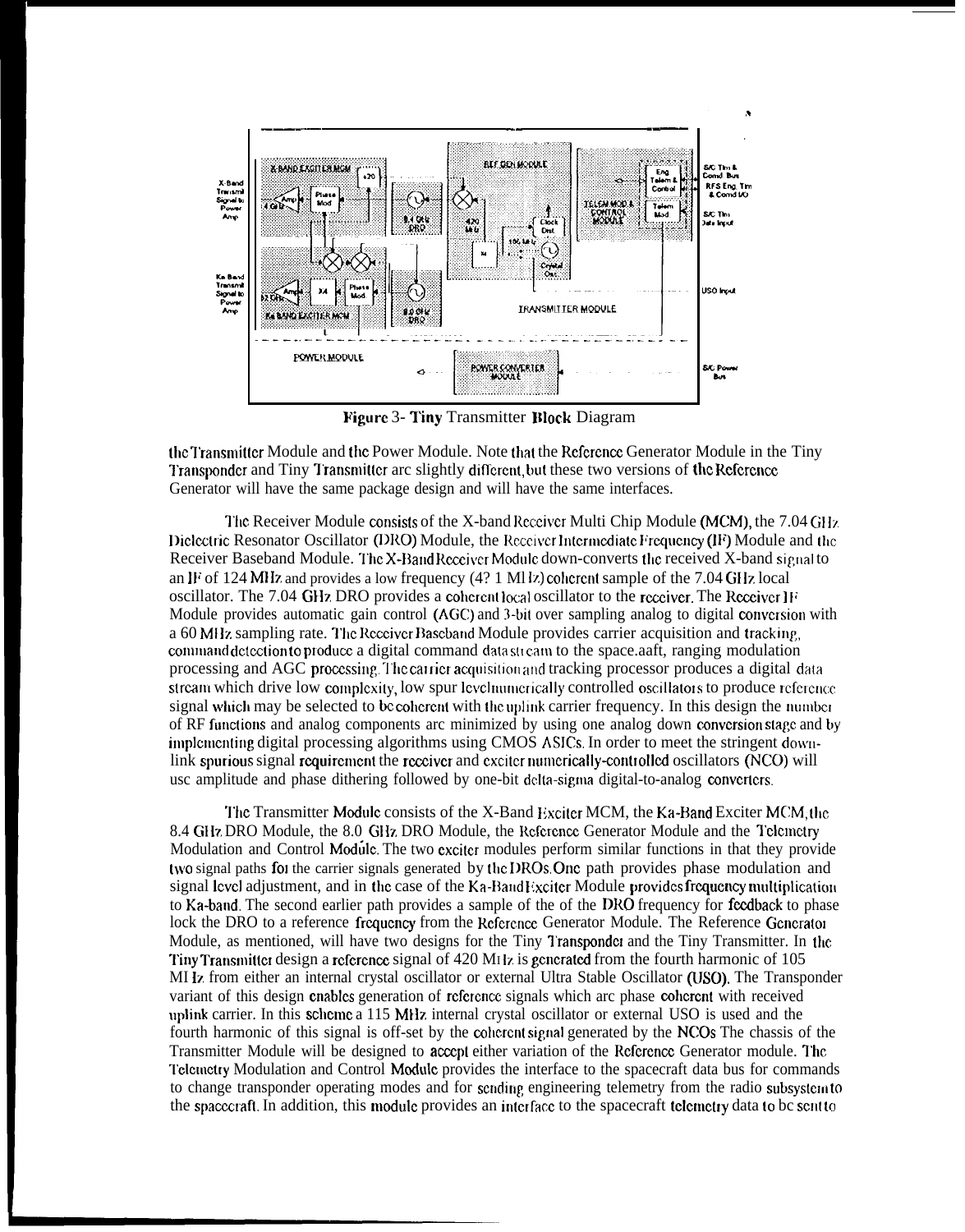Figure 3- Tiny Transmitter Block Diagram

the Transmitter Module and the Power Module. Note that the Reference Generator Module in the Tiny Transponder and Tiny Transmitter are slightly different, but these two versions of the Reference Generator will have the same package design and will have the same interfaces.

The Receiver Module consists of the X-band Receiver Multi Chip Module (MCM), the 7.04 GHz Dielectric Resonator Oscillator (DRO) Module, the Receiver Intermediate Frequency (IF) Module and the Receiver Baseband Module. The X-Band Receiver Module down-converts the received X-band signal to an IF of 124 MHz and provides a low frequency (4? 1 MHz) coherent sample of the 7.04 GHz local oscillator. The 7.04 GHz DRO provides a coherent local oscillator to the receiver. The Receiver IF Module provides automatic gain control (AGC) and 3-bit over sampling analog to digital conversion with a 60 MHz sampling rate. The Receiver Baseband Module provides carrier acquisition and tracking, command detection to produce a digital command data stream to the space.aaft, ranging modulation processing and AGC processing. The carrier acquisition and tracking processor produces a digital data stream which drive low complexity, low spur level numerically controlled oscillators to produce reference signal which may be selected to be coherent with the uplink carrier frequency. In this design the number of RF functions and analog components are minimized by using one analog down conversion stage and by implementing digital processing algorithms using CMOS ASICs. In order to meet the stringent down-link spurious signal requirement the receiver and exciter numerically-controlled oscillators (NCO) will use amplitude and phase dithering followed by one-bit delta-sigma digital-to-analog converters.

The Transmitter Module consists of the X-Band Exciter MCM, the Ka-Band Exciter MCM, the 8.4 GHz DRO Module, the 8.0 GHz DRO Module, the Reference Generator Module and the Telemetry Modulation and Control Module. The two exciter modules perform similar functions in that they provide two signal paths for the carrier signals generated by the DROs. One path provides phase modulation and signal level adjustment, and in the case of the Ka-Band Exciter Module provides frequency multiplication to Ka-band. The second earlier path provides a sample of the of the DRO frequency for feedback to phase lock the DRO to a reference frequency from the Reference Generator Module. The Reference Generator Module, as mentioned, will have two designs for the Tiny Transponder and the Tiny Transmitter. In the Tiny Transmitter design a reference signal of 420 MHz is generated from the fourth harmonic of 105 MHz from either an internal crystal oscillator or external Ultra Stable Oscillator (USO). The Transponder variant of this design enables generation of reference signals which are phase coherent with received uplink carrier. In this scheme a 115 MHz internal crystal oscillator or external USO is used and the fourth harmonic of this signal is off-set by the coherent signal generated by the NCOs The chassis of the Transmitter Module will be designed to accept either variation of the Reference Generator module. The Telemetry Modulation and Control Module provides the interface to the spacecraft data bus for commands to change transponder operating modes and for sending engineering telemetry from the radio subsystem to the spacecraft. In addition, this module provides an interface to the spacecraft telemetry data to be sent to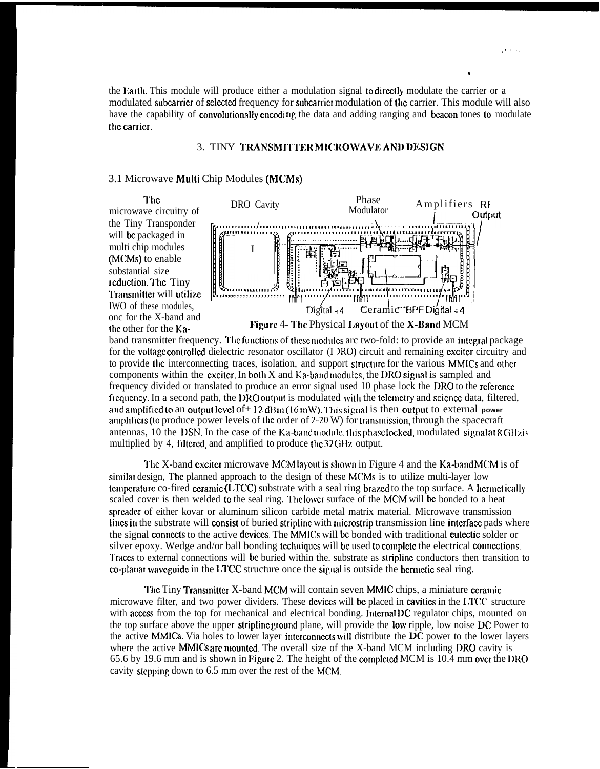the Earth. This module will produce either a modulation signal to directly modulate the carrier or a modulated subcarrier of selected frequency for subcarrier modulation of the carrier. This module will also have the capability of convolutionally encoding the data and adding ranging and beacon tones to modulate the carrier.

## 3. TINY TRANSMITTER MICROWAVE AND DESIGN

### 3.1 Microwave Multi Chip Modules (MCMs)

The microwave circuitry of the Tiny Transponder will be packaged in multi chip modules (MCMs) to enable substantial size reduction. The Tiny Transmitter will utilize two of these modules, one for the X-band and the other for the Ka-band transmitter frequency. The functions of these modules are two-fold: to provide an integral package for the voltage controlled dielectric resonator oscillator (DRO) circuit and remaining exciter circuitry and to provide the interconnecting traces, isolation, and support structure for the various MMICs and other components within the exciter. In both X and Ka-band modules, the DRO signal is sampled and frequency divided or translated to produce an error signal used to phase lock the DRO to the reference frequency. In a second path, the DRO output is modulated with the telemetry and science data, filtered, and amplified to an output level of +12 dBm (16 mW). This signal is then output to external power amplifiers (to produce power levels of the order of 2-20 W) for transmission, through the spacecraft antennas, to the DSN. In the case of the Ka-band module, this phase locked, modulated signal at 8 GHz is multiplied by 4, filtered, and amplified to produce the 32 GHz output.

DRO Cavity | Phase Modulator | Amplifiers | RF Output | Digital ÷ 4 | Ceramic BPF | Digital ÷ 4

Figure 4- The Physical Layout of the X-Band MCM

The X-band exciter microwave MCM layout is shown in Figure 4 and the Ka-band MCM is of similar design. The planned approach to the design of these MCMs is to utilize multi-layer low temperature co-fired ceramic (LTCC) substrate with a seal ring brazed to the top surface. A hermetically sealed cover is then welded to the seal ring. The lower surface of the MCM will be bonded to a heat spreader of either kovar or aluminum silicon carbide metal matrix material. Microwave transmission lines in the substrate will consist of buried stripline with microstrip transmission line interface pads where the signal connects to the active devices. The MMICs will be bonded with traditional eutectic solder or silver epoxy. Wedge and/or ball bonding techniques will be used to complete the electrical connections. Traces to external connections will be buried within the. substrate as stripline conductors then transition to co-planar waveguide in the LTCC structure once the signal is outside the hermetic seal ring.

The Tiny Transmitter X-band MCM will contain seven MMIC chips, a miniature ceramic microwave filter, and two power dividers. These devices will be placed in cavities in the LTCC structure with access from the top for mechanical and electrical bonding. Internal DC regulator chips, mounted on the top surface above the upper stripline ground plane, will provide the low ripple, low noise DC Power to the active MMICs. Via holes to lower layer interconnects will distribute the DC power to the lower layers where the active MMICs are mounted. The overall size of the X-band MCM including DRO cavity is 65.6 by 19.6 mm and is shown in Figure 2. The height of the completed MCM is 10.4 mm over the DRO cavity stepping down to 6.5 mm over the rest of the MCM.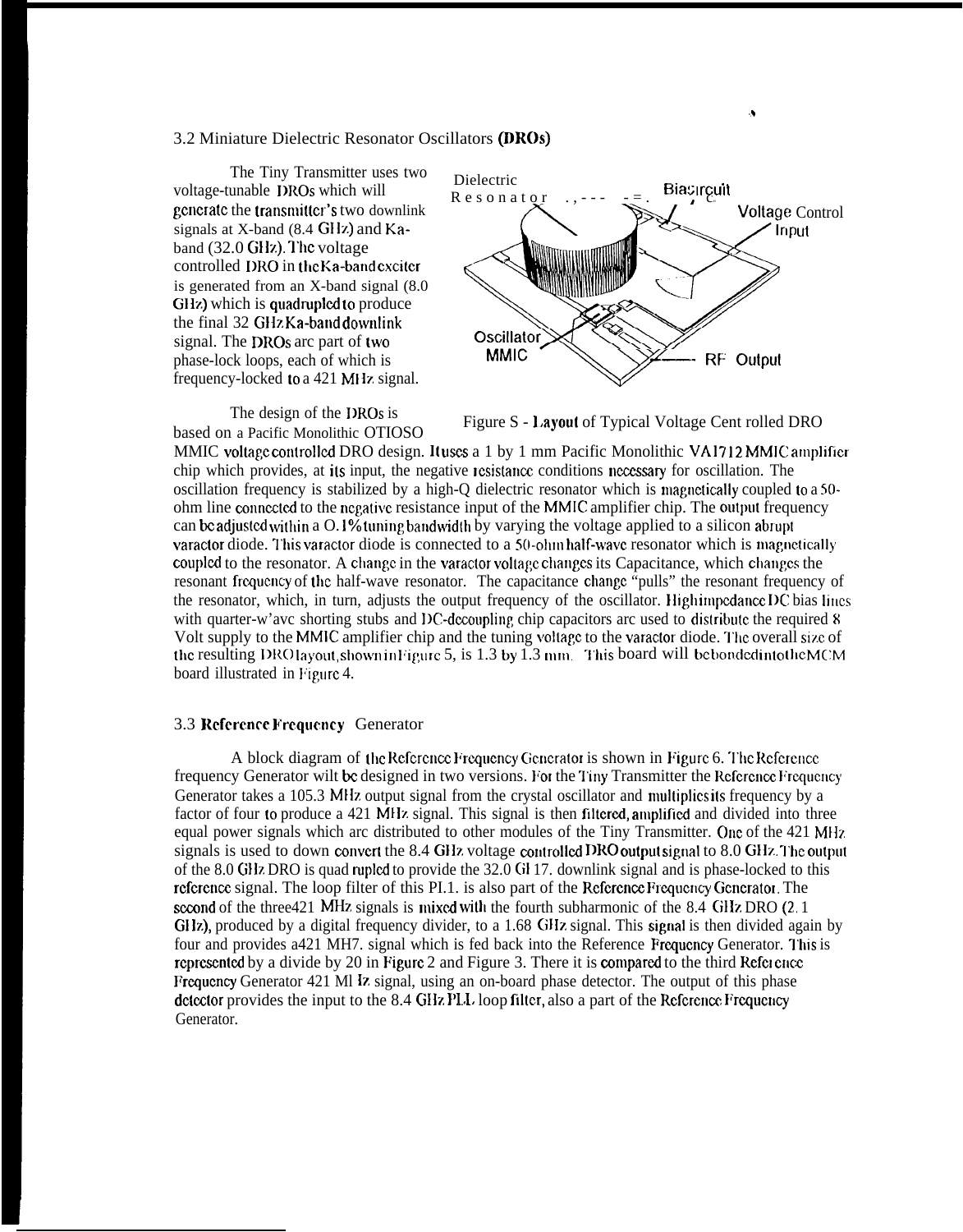## 3.2 Miniature Dielectric Resonator Oscillators (DROs)

The Tiny Transmitter uses two voltage-tunable DROs which will generate the transmitter's two downlink signals at X-band (8.4 GHz) and Ka-band (32.0 GHz). The voltage controlled DRO in the Ka-band exciter is generated from an X-band signal (8.0 GHz) which is quadrupled to produce the final 32 GHz Ka-band downlink signal. The DROs are part of two phase-lock loops, each of which is frequency-locked to a 421 MHz signal.

Figure 5 - Layout of Typical Voltage Controlled DRO

The design of the DROs is based on a Pacific Monolithic OTIOSO MMIC voltage controlled DRO design. It uses a 1 by 1 mm Pacific Monolithic VA1712 MMIC amplifier chip which provides, at its input, the negative resistance conditions necessary for oscillation. The oscillation frequency is stabilized by a high-Q dielectric resonator which is magnetically coupled to a 50-ohm line connected to the negative resistance input of the MMIC amplifier chip. The output frequency can be adjusted within a 0.1% tuning bandwidth by varying the voltage applied to a silicon abrupt varactor diode. This varactor diode is connected to a 50-ohm half-wave resonator which is magnetically coupled to the resonator. A change in the varactor voltage changes its Capacitance, which changes the resonant frequency of the half-wave resonator. The capacitance change "pulls" the resonant frequency of the resonator, which, in turn, adjusts the output frequency of the oscillator. High impedance DC bias lines with quarter-wave shorting stubs and DC-decoupling chip capacitors are used to distribute the required 8 Volt supply to the MMIC amplifier chip and the tuning voltage to the varactor diode. The overall size of the resulting DRO layout, shown in Figure 5, is 1.3 by 1.3 mm. This board will be bonded into the MCM board illustrated in Figure 4.

## 3.3 Reference Frequency Generator

A block diagram of the Reference Frequency Generator is shown in Figure 6. The Reference frequency Generator will be designed in two versions. For the Tiny Transmitter the Reference Frequency Generator takes a 105.3 MHz output signal from the crystal oscillator and multiplies its frequency by a factor of four to produce a 421 MHz signal. This signal is then filtered, amplified and divided into three equal power signals which are distributed to other modules of the Tiny Transmitter. One of the 421 MHz signals is used to down convert the 8.4 GHz voltage controlled DRO output signal to 8.0 GHz. The output of the 8.0 GHz DRO is quadrupled to provide the 32.0 GHz downlink signal and is phase-locked to this reference signal. The loop filter of this PLL is also part of the Reference Frequency Generator. The second of the three 421 MHz signals is mixed with the fourth subharmonic of the 8.4 GHz DRO (2.1 GHz), produced by a digital frequency divider, to a 1.68 GHz signal. This signal is then divided again by four and provides a 421 MHz signal which is fed back into the Reference Frequency Generator. This is represented by a divide by 20 in Figure 2 and Figure 3. There it is compared to the third Reference Frequency Generator 421 MHz signal, using an on-board phase detector. The output of this phase detector provides the input to the 8.4 GHz PLL loop filter, also a part of the Reference Frequency Generator.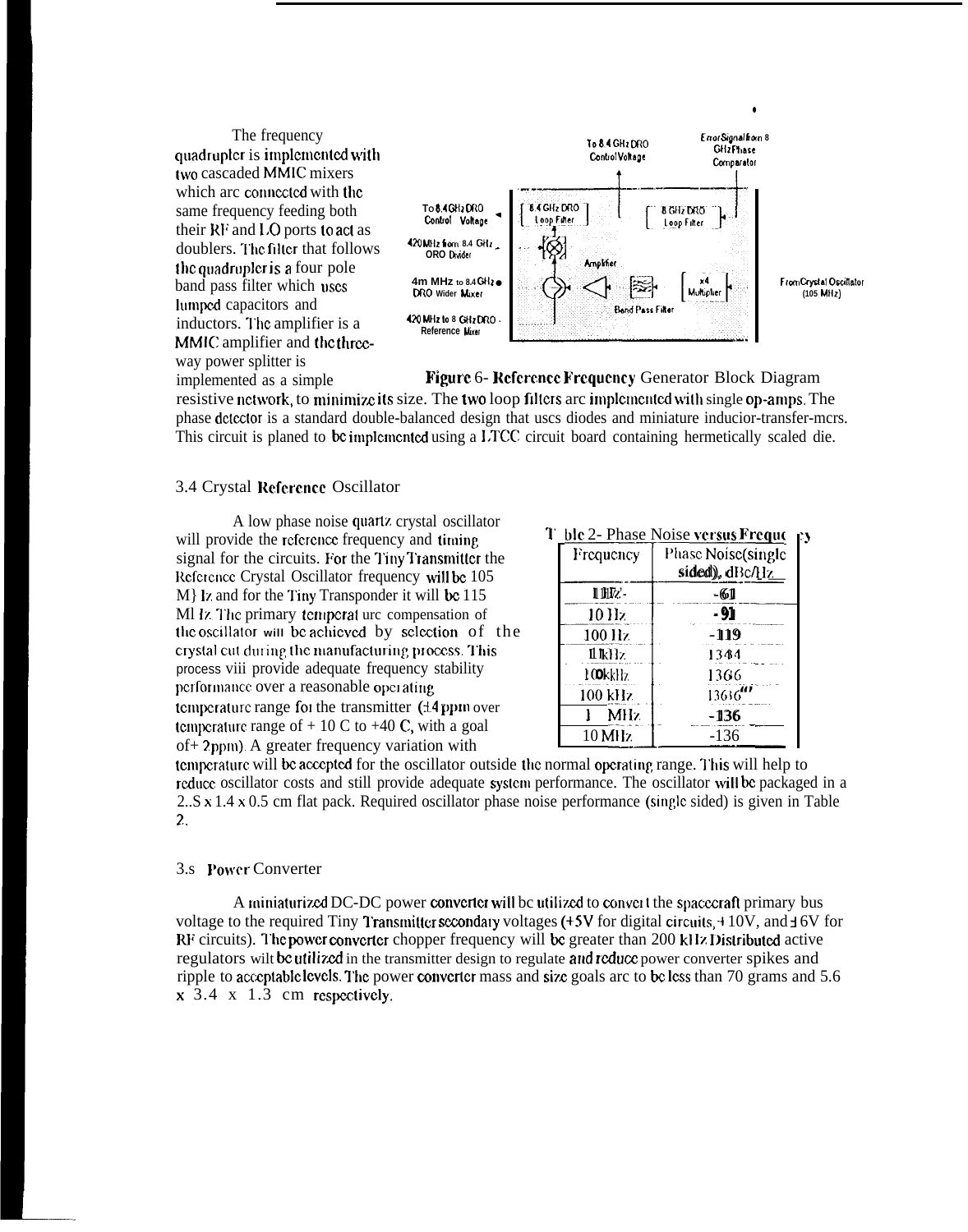The frequency quadrupler is implemented with two cascaded MMIC mixers which are connected with the same frequency feeding both their RF and LO ports to act as doublers. The filter that follows the quadrupler is a four pole band pass filter which uses lumped capacitors and inductors. The amplifier is a MMIC amplifier and the three-way power splitter is implemented as a simple resistive network, to minimize its size. The two loop filters are implemented with single op-amps. The phase detector is a standard double-balanced design that uses diodes and miniature inductor-transfer-mers. This circuit is planed to be implemented using a LTCC circuit board containing hermetically sealed die.

Figure 6- Reference Frequency Generator Block Diagram

## 3.4 Crystal Reference Oscillator

A low phase noise quartz crystal oscillator will provide the reference frequency and timing signal for the circuits. For the Tiny Transmitter the Reference Crystal Oscillator frequency will be 105 MHz and for the Tiny Transponder it will be 115 MHz. The primary temperature compensation of the oscillator will be achieved by selection of the crystal cut during the manufacturing process. This process will provide adequate frequency stability performance over a reasonable operating temperature range for the transmitter (±4 ppm over temperature range of + 10 C to +40 C, with a goal of+ 2ppm). A greater frequency variation with temperature will be accepted for the oscillator outside the normal operating range. This will help to reduce oscillator costs and still provide adequate system performance. The oscillator will be packaged in a 2..S x 1.4 x 0.5 cm flat pack. Required oscillator phase noise performance (single sided) is given in Table 2.

Table 2- Phase Noise versus Frequency

| Frequency | Phase Noise(single sided), dBc/Hz |
|---|---|
| 1 Hz | -61 |
| 10 Hz | -91 |
| 100 Hz | -119 |
| 1 kHz | 134 |
| 10 kHz | 136 |
| 100 kHz | 136 |
| 1 MHz | -136 |
| 10 MHz | -136 |

## 3.5 Power Converter

A miniaturized DC-DC power converter will be utilized to convert the spacecraft primary bus voltage to the required Tiny Transmitter secondary voltages (+5V for digital circuits, ±10V, and ±6V for RF circuits). The power converter chopper frequency will be greater than 200 kHz. Distributed active regulators will be utilized in the transmitter design to regulate and reduce power converter spikes and ripple to acceptable levels. The power converter mass and size goals are to be less than 70 grams and 5.6 x 3.4 x 1.3 cm respectively.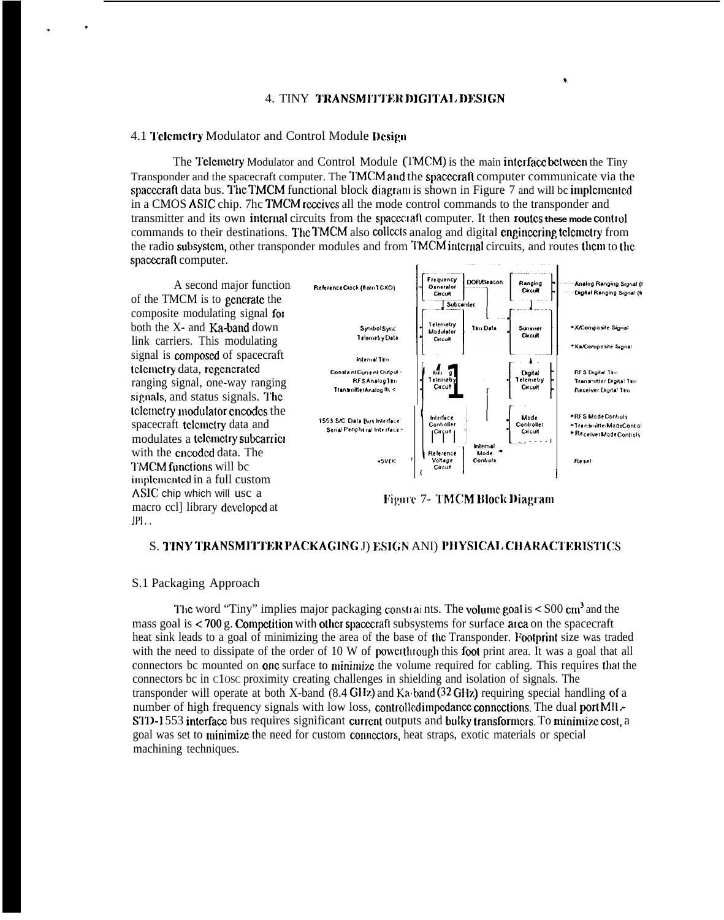## 4. TINY TRANSMITTER DIGITAL DESIGN

### 4.1 Telemetry Modulator and Control Module Design

The Telemetry Modulator and Control Module (TMCM) is the main interface between the Tiny Transponder and the spacecraft computer. The TMCM and the spacecraft computer communicate via the spacecraft data bus. The TMCM functional block diagram is shown in Figure 7 and will be implemented in a CMOS ASIC chip. The TMCM receives all the mode control commands to the transponder and transmitter and its own internal circuits from the spacecraft computer. It then routes these mode control commands to their destinations. The TMCM also collects analog and digital engineering telemetry from the radio subsystem, other transponder modules and from TMCM internal circuits, and routes them to the spacecraft computer.

A second major function of the TMCM is to generate the composite modulating signal for both the X- and Ka-band down link carriers. This modulating signal is composed of spacecraft telemetry data, regenerated ranging signal, one-way ranging signals, and status signals. The telemetry modulator encodes the spacecraft telemetry data and modulates a telemetry subcarrier with the encoded data. The TMCM functions will be implemented in a full custom ASIC chip which will use a macro cell library developed at JPL.

Figure 7- TMCM Block Diagram

## 5. TINY TRANSMITTER PACKAGING DESIGN AND PHYSICAL CHARACTERISTICS

### 5.1 Packaging Approach

The word "Tiny" implies major packaging constraints. The volume goal is < 500 $cm^3$ and the mass goal is < 700 g. Competition with other spacecraft subsystems for surface area on the spacecraft heat sink leads to a goal of minimizing the area of the base of the Transponder. Footprint size was traded with the need to dissipate of the order of 10 W of power through this foot print area. It was a goal that all connectors be mounted on one surface to minimize the volume required for cabling. This requires that the connectors be in close proximity creating challenges in shielding and isolation of signals. The transponder will operate at both X-band (8.4 GHz) and Ka-band (32 GHz) requiring special handling of a number of high frequency signals with low loss, controlled impedance connections. The dual port MIL-STD-1553 interface bus requires significant current outputs and bulky transformers. To minimize cost, a goal was set to minimize the need for custom connectors, heat straps, exotic materials or special machining techniques.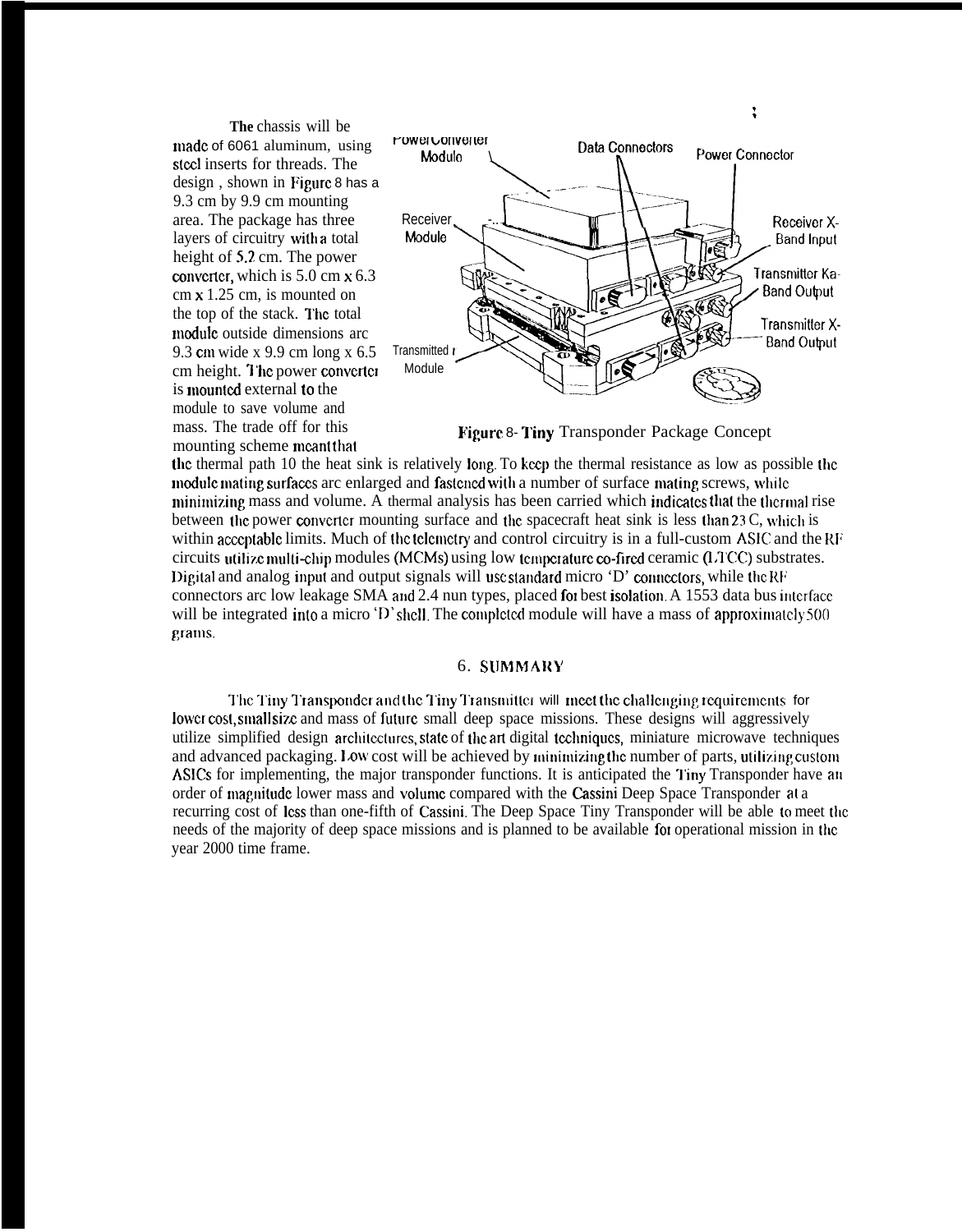The chassis will be made of 6061 aluminum, using steel inserts for threads. The design , shown in Figure 8 has a 9.3 cm by 9.9 cm mounting area. The package has three layers of circuitry with a total height of 5.2 cm. The power converter, which is 5.0 cm x 6.3 cm x 1.25 cm, is mounted on the top of the stack. The total module outside dimensions are 9.3 cm wide x 9.9 cm long x 6.5 cm height. The power converter is mounted external to the module to save volume and mass. The trade off for this mounting scheme meant that the thermal path 10 the heat sink is relatively long. To keep the thermal resistance as low as possible the module mating surfaces are enlarged and fastened with a number of surface mating screws, while minimizing mass and volume. A thermal analysis has been carried which indicates that the thermal rise between the power converter mounting surface and the spacecraft heat sink is less than 23 C, which is within acceptable limits. Much of the telemetry and control circuitry is in a full-custom ASIC and the RF circuits utilize multi-chip modules (MCMs) using low temperature co-fired ceramic (LTCC) substrates. Digital and analog input and output signals will use standard micro 'D' connectors, while the RF connectors are low leakage SMA and 2.4 nun types, placed for best isolation. A 1553 data bus interface will be integrated into a micro 'D' shell. The completed module will have a mass of approximately 500 grams.

Power Converter Module

Data Connectors

Power Connector

Receiver Module

Receiver X-Band Input

Transmitter Ka-Band Output

Transmitter X-Band Output

Transmitter Module

Figure 8- Tiny Transponder Package Concept

## 6. SUMMARY

The Tiny Transponder and the Tiny Transmitter will meet the challenging requirements for lower cost, small size and mass of future small deep space missions. These designs will aggressively utilize simplified design architectures, state of the art digital techniques, miniature microwave techniques and advanced packaging. Low cost will be achieved by minimizing the number of parts, utilizing custom ASICs for implementing, the major transponder functions. It is anticipated the Tiny Transponder have an order of magnitude lower mass and volume compared with the Cassini Deep Space Transponder at a recurring cost of less than one-fifth of Cassini. The Deep Space Tiny Transponder will be able to meet the needs of the majority of deep space missions and is planned to be available for operational mission in the year 2000 time frame.